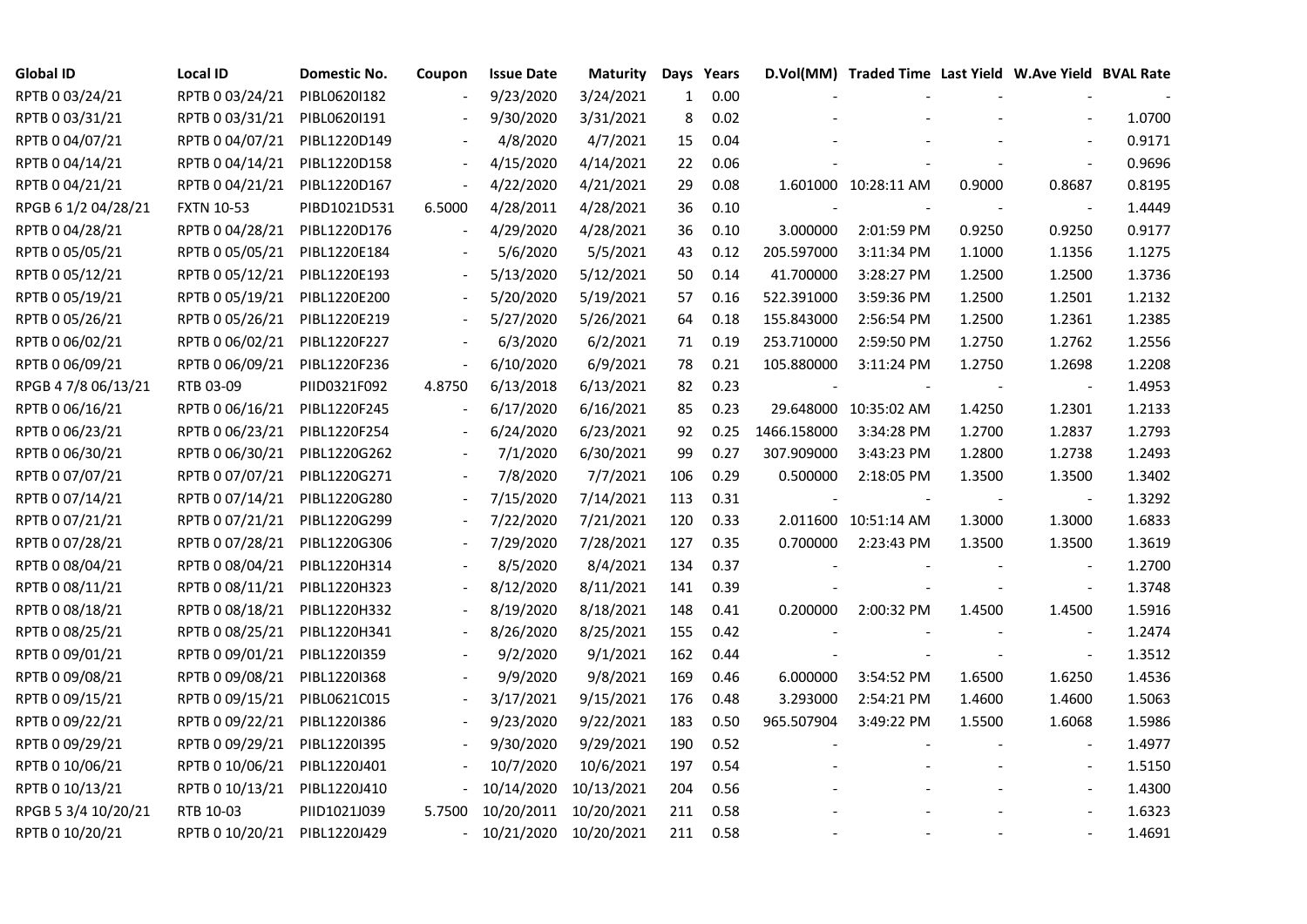| Global ID | Local ID | Domestic No. | Coupon | Issue Date | Maturity | Days | Years | D.Vol(MM) | Traded Time | Last Yield | W.Ave Yield | BVAL Rate |
|---|---|---|---|---|---|---|---|---|---|---|---|---|
| RPTB 0 03/24/21 | RPTB 0 03/24/21 | PIBL0620I182 | - | 9/23/2020 | 3/24/2021 | 1 | 0.00 | - | - | - | - | - |
| RPTB 0 03/31/21 | RPTB 0 03/31/21 | PIBL0620I191 | - | 9/30/2020 | 3/31/2021 | 8 | 0.02 | - | - | - | - | 1.0700 |
| RPTB 0 04/07/21 | RPTB 0 04/07/21 | PIBL1220D149 | - | 4/8/2020 | 4/7/2021 | 15 | 0.04 | - | - | - | - | 0.9171 |
| RPTB 0 04/14/21 | RPTB 0 04/14/21 | PIBL1220D158 | - | 4/15/2020 | 4/14/2021 | 22 | 0.06 | - | - | - | - | 0.9696 |
| RPTB 0 04/21/21 | RPTB 0 04/21/21 | PIBL1220D167 | - | 4/22/2020 | 4/21/2021 | 29 | 0.08 | 1.601000 | 10:28:11 AM | 0.9000 | 0.8687 | 0.8195 |
| RPGB 6 1/2 04/28/21 | FXTN 10-53 | PIBD1021D531 | 6.5000 | 4/28/2011 | 4/28/2021 | 36 | 0.10 | - | - | - | - | 1.4449 |
| RPTB 0 04/28/21 | RPTB 0 04/28/21 | PIBL1220D176 | - | 4/29/2020 | 4/28/2021 | 36 | 0.10 | 3.000000 | 2:01:59 PM | 0.9250 | 0.9250 | 0.9177 |
| RPTB 0 05/05/21 | RPTB 0 05/05/21 | PIBL1220E184 | - | 5/6/2020 | 5/5/2021 | 43 | 0.12 | 205.597000 | 3:11:34 PM | 1.1000 | 1.1356 | 1.1275 |
| RPTB 0 05/12/21 | RPTB 0 05/12/21 | PIBL1220E193 | - | 5/13/2020 | 5/12/2021 | 50 | 0.14 | 41.700000 | 3:28:27 PM | 1.2500 | 1.2500 | 1.3736 |
| RPTB 0 05/19/21 | RPTB 0 05/19/21 | PIBL1220E200 | - | 5/20/2020 | 5/19/2021 | 57 | 0.16 | 522.391000 | 3:59:36 PM | 1.2500 | 1.2501 | 1.2132 |
| RPTB 0 05/26/21 | RPTB 0 05/26/21 | PIBL1220E219 | - | 5/27/2020 | 5/26/2021 | 64 | 0.18 | 155.843000 | 2:56:54 PM | 1.2500 | 1.2361 | 1.2385 |
| RPTB 0 06/02/21 | RPTB 0 06/02/21 | PIBL1220F227 | - | 6/3/2020 | 6/2/2021 | 71 | 0.19 | 253.710000 | 2:59:50 PM | 1.2750 | 1.2762 | 1.2556 |
| RPTB 0 06/09/21 | RPTB 0 06/09/21 | PIBL1220F236 | - | 6/10/2020 | 6/9/2021 | 78 | 0.21 | 105.880000 | 3:11:24 PM | 1.2750 | 1.2698 | 1.2208 |
| RPGB 4 7/8 06/13/21 | RTB 03-09 | PIID0321F092 | 4.8750 | 6/13/2018 | 6/13/2021 | 82 | 0.23 | - | - | - | - | 1.4953 |
| RPTB 0 06/16/21 | RPTB 0 06/16/21 | PIBL1220F245 | - | 6/17/2020 | 6/16/2021 | 85 | 0.23 | 29.648000 | 10:35:02 AM | 1.4250 | 1.2301 | 1.2133 |
| RPTB 0 06/23/21 | RPTB 0 06/23/21 | PIBL1220F254 | - | 6/24/2020 | 6/23/2021 | 92 | 0.25 | 1466.158000 | 3:34:28 PM | 1.2700 | 1.2837 | 1.2793 |
| RPTB 0 06/30/21 | RPTB 0 06/30/21 | PIBL1220G262 | - | 7/1/2020 | 6/30/2021 | 99 | 0.27 | 307.909000 | 3:43:23 PM | 1.2800 | 1.2738 | 1.2493 |
| RPTB 0 07/07/21 | RPTB 0 07/07/21 | PIBL1220G271 | - | 7/8/2020 | 7/7/2021 | 106 | 0.29 | 0.500000 | 2:18:05 PM | 1.3500 | 1.3500 | 1.3402 |
| RPTB 0 07/14/21 | RPTB 0 07/14/21 | PIBL1220G280 | - | 7/15/2020 | 7/14/2021 | 113 | 0.31 | - | - | - | - | 1.3292 |
| RPTB 0 07/21/21 | RPTB 0 07/21/21 | PIBL1220G299 | - | 7/22/2020 | 7/21/2021 | 120 | 0.33 | 2.011600 | 10:51:14 AM | 1.3000 | 1.3000 | 1.6833 |
| RPTB 0 07/28/21 | RPTB 0 07/28/21 | PIBL1220G306 | - | 7/29/2020 | 7/28/2021 | 127 | 0.35 | 0.700000 | 2:23:43 PM | 1.3500 | 1.3500 | 1.3619 |
| RPTB 0 08/04/21 | RPTB 0 08/04/21 | PIBL1220H314 | - | 8/5/2020 | 8/4/2021 | 134 | 0.37 | - | - | - | - | 1.2700 |
| RPTB 0 08/11/21 | RPTB 0 08/11/21 | PIBL1220H323 | - | 8/12/2020 | 8/11/2021 | 141 | 0.39 | - | - | - | - | 1.3748 |
| RPTB 0 08/18/21 | RPTB 0 08/18/21 | PIBL1220H332 | - | 8/19/2020 | 8/18/2021 | 148 | 0.41 | 0.200000 | 2:00:32 PM | 1.4500 | 1.4500 | 1.5916 |
| RPTB 0 08/25/21 | RPTB 0 08/25/21 | PIBL1220H341 | - | 8/26/2020 | 8/25/2021 | 155 | 0.42 | - | - | - | - | 1.2474 |
| RPTB 0 09/01/21 | RPTB 0 09/01/21 | PIBL1220I359 | - | 9/2/2020 | 9/1/2021 | 162 | 0.44 | - | - | - | - | 1.3512 |
| RPTB 0 09/08/21 | RPTB 0 09/08/21 | PIBL1220I368 | - | 9/9/2020 | 9/8/2021 | 169 | 0.46 | 6.000000 | 3:54:52 PM | 1.6500 | 1.6250 | 1.4536 |
| RPTB 0 09/15/21 | RPTB 0 09/15/21 | PIBL0621C015 | - | 3/17/2021 | 9/15/2021 | 176 | 0.48 | 3.293000 | 2:54:21 PM | 1.4600 | 1.4600 | 1.5063 |
| RPTB 0 09/22/21 | RPTB 0 09/22/21 | PIBL1220I386 | - | 9/23/2020 | 9/22/2021 | 183 | 0.50 | 965.507904 | 3:49:22 PM | 1.5500 | 1.6068 | 1.5986 |
| RPTB 0 09/29/21 | RPTB 0 09/29/21 | PIBL1220I395 | - | 9/30/2020 | 9/29/2021 | 190 | 0.52 | - | - | - | - | 1.4977 |
| RPTB 0 10/06/21 | RPTB 0 10/06/21 | PIBL1220J401 | - | 10/7/2020 | 10/6/2021 | 197 | 0.54 | - | - | - | - | 1.5150 |
| RPTB 0 10/13/21 | RPTB 0 10/13/21 | PIBL1220J410 | - | 10/14/2020 | 10/13/2021 | 204 | 0.56 | - | - | - | - | 1.4300 |
| RPGB 5 3/4 10/20/21 | RTB 10-03 | PIID1021J039 | 5.7500 | 10/20/2011 | 10/20/2021 | 211 | 0.58 | - | - | - | - | 1.6323 |
| RPTB 0 10/20/21 | RPTB 0 10/20/21 | PIBL1220J429 | - | 10/21/2020 | 10/20/2021 | 211 | 0.58 | - | - | - | - | 1.4691 |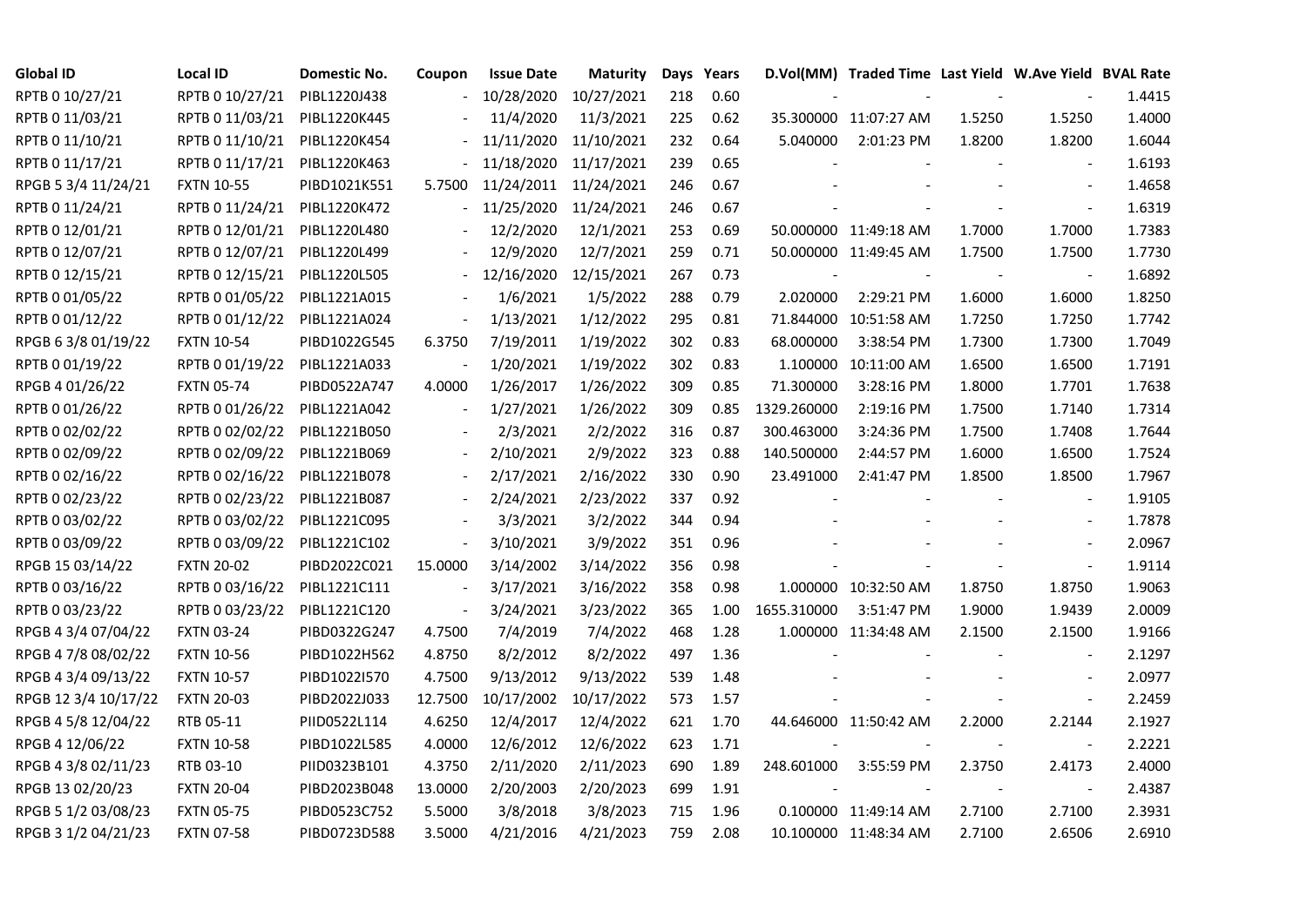| Global ID | Local ID | Domestic No. | Coupon | Issue Date | Maturity | Days | Years | D.Vol(MM) | Traded Time | Last Yield | W.Ave Yield | BVAL Rate |
|---|---|---|---|---|---|---|---|---|---|---|---|---|
| RPTB 0 10/27/21 | RPTB 0 10/27/21 | PIBL1220J438 | - | 10/28/2020 | 10/27/2021 | 218 | 0.60 | - | - | - | - | 1.4415 |
| RPTB 0 11/03/21 | RPTB 0 11/03/21 | PIBL1220K445 | - | 11/4/2020 | 11/3/2021 | 225 | 0.62 | 35.300000 | 11:07:27 AM | 1.5250 | 1.5250 | 1.4000 |
| RPTB 0 11/10/21 | RPTB 0 11/10/21 | PIBL1220K454 | - | 11/11/2020 | 11/10/2021 | 232 | 0.64 | 5.040000 | 2:01:23 PM | 1.8200 | 1.8200 | 1.6044 |
| RPTB 0 11/17/21 | RPTB 0 11/17/21 | PIBL1220K463 | - | 11/18/2020 | 11/17/2021 | 239 | 0.65 | - | - | - | - | 1.6193 |
| RPGB 5 3/4 11/24/21 | FXTN 10-55 | PIBD1021K551 | 5.7500 | 11/24/2011 | 11/24/2021 | 246 | 0.67 | - | - | - | - | 1.4658 |
| RPTB 0 11/24/21 | RPTB 0 11/24/21 | PIBL1220K472 | - | 11/25/2020 | 11/24/2021 | 246 | 0.67 | - | - | - | - | 1.6319 |
| RPTB 0 12/01/21 | RPTB 0 12/01/21 | PIBL1220L480 | - | 12/2/2020 | 12/1/2021 | 253 | 0.69 | 50.000000 | 11:49:18 AM | 1.7000 | 1.7000 | 1.7383 |
| RPTB 0 12/07/21 | RPTB 0 12/07/21 | PIBL1220L499 | - | 12/9/2020 | 12/7/2021 | 259 | 0.71 | 50.000000 | 11:49:45 AM | 1.7500 | 1.7500 | 1.7730 |
| RPTB 0 12/15/21 | RPTB 0 12/15/21 | PIBL1220L505 | - | 12/16/2020 | 12/15/2021 | 267 | 0.73 | - | - | - | - | 1.6892 |
| RPTB 0 01/05/22 | RPTB 0 01/05/22 | PIBL1221A015 | - | 1/6/2021 | 1/5/2022 | 288 | 0.79 | 2.020000 | 2:29:21 PM | 1.6000 | 1.6000 | 1.8250 |
| RPTB 0 01/12/22 | RPTB 0 01/12/22 | PIBL1221A024 | - | 1/13/2021 | 1/12/2022 | 295 | 0.81 | 71.844000 | 10:51:58 AM | 1.7250 | 1.7250 | 1.7742 |
| RPGB 6 3/8 01/19/22 | FXTN 10-54 | PIBD1022G545 | 6.3750 | 7/19/2011 | 1/19/2022 | 302 | 0.83 | 68.000000 | 3:38:54 PM | 1.7300 | 1.7300 | 1.7049 |
| RPTB 0 01/19/22 | RPTB 0 01/19/22 | PIBL1221A033 | - | 1/20/2021 | 1/19/2022 | 302 | 0.83 | 1.100000 | 10:11:00 AM | 1.6500 | 1.6500 | 1.7191 |
| RPGB 4 01/26/22 | FXTN 05-74 | PIBD0522A747 | 4.0000 | 1/26/2017 | 1/26/2022 | 309 | 0.85 | 71.300000 | 3:28:16 PM | 1.8000 | 1.7701 | 1.7638 |
| RPTB 0 01/26/22 | RPTB 0 01/26/22 | PIBL1221A042 | - | 1/27/2021 | 1/26/2022 | 309 | 0.85 | 1329.260000 | 2:19:16 PM | 1.7500 | 1.7140 | 1.7314 |
| RPTB 0 02/02/22 | RPTB 0 02/02/22 | PIBL1221B050 | - | 2/3/2021 | 2/2/2022 | 316 | 0.87 | 300.463000 | 3:24:36 PM | 1.7500 | 1.7408 | 1.7644 |
| RPTB 0 02/09/22 | RPTB 0 02/09/22 | PIBL1221B069 | - | 2/10/2021 | 2/9/2022 | 323 | 0.88 | 140.500000 | 2:44:57 PM | 1.6000 | 1.6500 | 1.7524 |
| RPTB 0 02/16/22 | RPTB 0 02/16/22 | PIBL1221B078 | - | 2/17/2021 | 2/16/2022 | 330 | 0.90 | 23.491000 | 2:41:47 PM | 1.8500 | 1.8500 | 1.7967 |
| RPTB 0 02/23/22 | RPTB 0 02/23/22 | PIBL1221B087 | - | 2/24/2021 | 2/23/2022 | 337 | 0.92 | - | - | - | - | 1.9105 |
| RPTB 0 03/02/22 | RPTB 0 03/02/22 | PIBL1221C095 | - | 3/3/2021 | 3/2/2022 | 344 | 0.94 | - | - | - | - | 1.7878 |
| RPTB 0 03/09/22 | RPTB 0 03/09/22 | PIBL1221C102 | - | 3/10/2021 | 3/9/2022 | 351 | 0.96 | - | - | - | - | 2.0967 |
| RPGB 15 03/14/22 | FXTN 20-02 | PIBD2022C021 | 15.0000 | 3/14/2002 | 3/14/2022 | 356 | 0.98 | - | - | - | - | 1.9114 |
| RPTB 0 03/16/22 | RPTB 0 03/16/22 | PIBL1221C111 | - | 3/17/2021 | 3/16/2022 | 358 | 0.98 | 1.000000 | 10:32:50 AM | 1.8750 | 1.8750 | 1.9063 |
| RPTB 0 03/23/22 | RPTB 0 03/23/22 | PIBL1221C120 | - | 3/24/2021 | 3/23/2022 | 365 | 1.00 | 1655.310000 | 3:51:47 PM | 1.9000 | 1.9439 | 2.0009 |
| RPGB 4 3/4 07/04/22 | FXTN 03-24 | PIBD0322G247 | 4.7500 | 7/4/2019 | 7/4/2022 | 468 | 1.28 | 1.000000 | 11:34:48 AM | 2.1500 | 2.1500 | 1.9166 |
| RPGB 4 7/8 08/02/22 | FXTN 10-56 | PIBD1022H562 | 4.8750 | 8/2/2012 | 8/2/2022 | 497 | 1.36 | - | - | - | - | 2.1297 |
| RPGB 4 3/4 09/13/22 | FXTN 10-57 | PIBD1022I570 | 4.7500 | 9/13/2012 | 9/13/2022 | 539 | 1.48 | - | - | - | - | 2.0977 |
| RPGB 12 3/4 10/17/22 | FXTN 20-03 | PIBD2022J033 | 12.7500 | 10/17/2002 | 10/17/2022 | 573 | 1.57 | - | - | - | - | 2.2459 |
| RPGB 4 5/8 12/04/22 | RTB 05-11 | PIID0522L114 | 4.6250 | 12/4/2017 | 12/4/2022 | 621 | 1.70 | 44.646000 | 11:50:42 AM | 2.2000 | 2.2144 | 2.1927 |
| RPGB 4 12/06/22 | FXTN 10-58 | PIBD1022L585 | 4.0000 | 12/6/2012 | 12/6/2022 | 623 | 1.71 | - | - | - | - | 2.2221 |
| RPGB 4 3/8 02/11/23 | RTB 03-10 | PIID0323B101 | 4.3750 | 2/11/2020 | 2/11/2023 | 690 | 1.89 | 248.601000 | 3:55:59 PM | 2.3750 | 2.4173 | 2.4000 |
| RPGB 13 02/20/23 | FXTN 20-04 | PIBD2023B048 | 13.0000 | 2/20/2003 | 2/20/2023 | 699 | 1.91 | - | - | - | - | 2.4387 |
| RPGB 5 1/2 03/08/23 | FXTN 05-75 | PIBD0523C752 | 5.5000 | 3/8/2018 | 3/8/2023 | 715 | 1.96 | 0.100000 | 11:49:14 AM | 2.7100 | 2.7100 | 2.3931 |
| RPGB 3 1/2 04/21/23 | FXTN 07-58 | PIBD0723D588 | 3.5000 | 4/21/2016 | 4/21/2023 | 759 | 2.08 | 10.100000 | 11:48:34 AM | 2.7100 | 2.6506 | 2.6910 |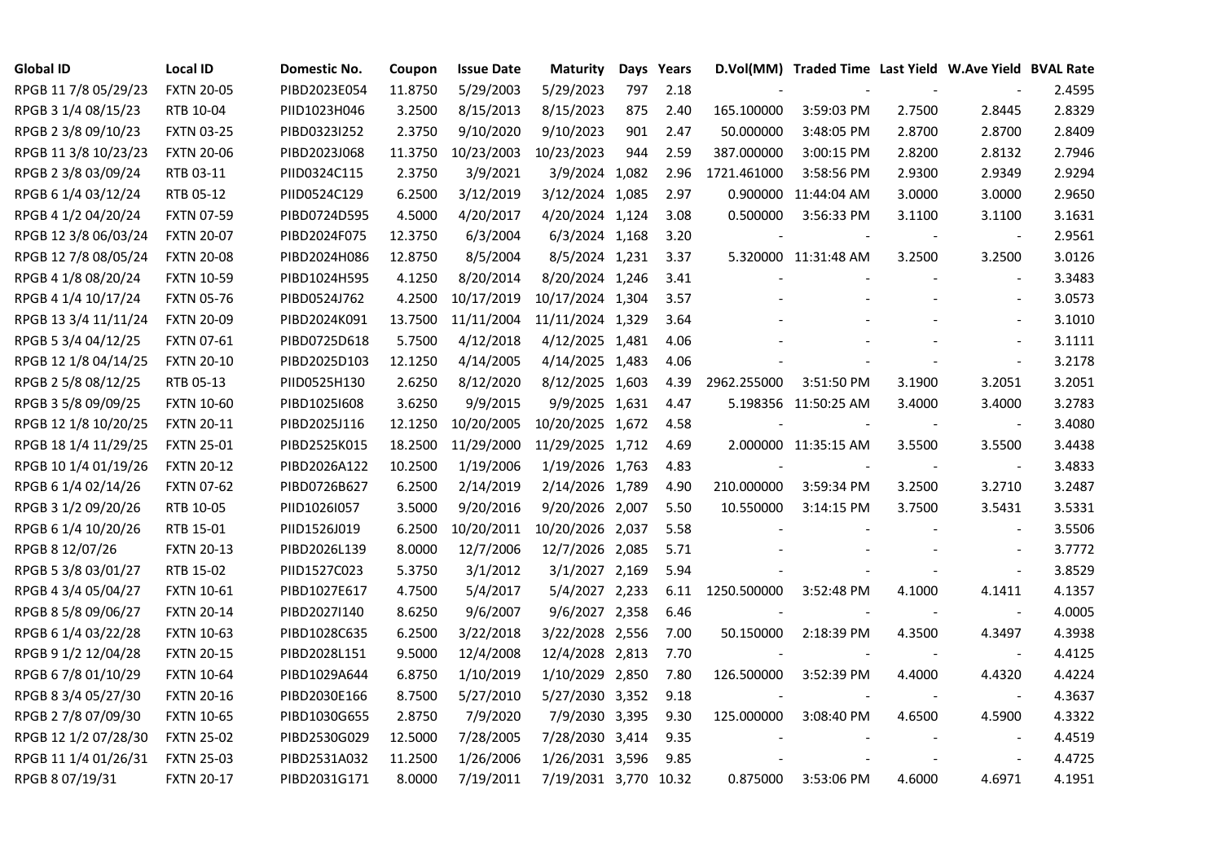| Global ID | Local ID | Domestic No. | Coupon | Issue Date | Maturity | Days | Years | D.Vol(MM) | Traded Time | Last Yield | W.Ave Yield | BVAL Rate |
|---|---|---|---|---|---|---|---|---|---|---|---|---|
| RPGB 11 7/8 05/29/23 | FXTN 20-05 | PIBD2023E054 | 11.8750 | 5/29/2003 | 5/29/2023 | 797 | 2.18 | - | - | - | - | 2.4595 |
| RPGB 3 1/4 08/15/23 | RTB 10-04 | PIID1023H046 | 3.2500 | 8/15/2013 | 8/15/2023 | 875 | 2.40 | 165.100000 | 3:59:03 PM | 2.7500 | 2.8445 | 2.8329 |
| RPGB 2 3/8 09/10/23 | FXTN 03-25 | PIBD0323I252 | 2.3750 | 9/10/2020 | 9/10/2023 | 901 | 2.47 | 50.000000 | 3:48:05 PM | 2.8700 | 2.8700 | 2.8409 |
| RPGB 11 3/8 10/23/23 | FXTN 20-06 | PIBD2023J068 | 11.3750 | 10/23/2003 | 10/23/2023 | 944 | 2.59 | 387.000000 | 3:00:15 PM | 2.8200 | 2.8132 | 2.7946 |
| RPGB 2 3/8 03/09/24 | RTB 03-11 | PIID0324C115 | 2.3750 | 3/9/2021 | 3/9/2024 | 1,082 | 2.96 | 1721.461000 | 3:58:56 PM | 2.9300 | 2.9349 | 2.9294 |
| RPGB 6 1/4 03/12/24 | RTB 05-12 | PIID0524C129 | 6.2500 | 3/12/2019 | 3/12/2024 | 1,085 | 2.97 | 0.900000 | 11:44:04 AM | 3.0000 | 3.0000 | 2.9650 |
| RPGB 4 1/2 04/20/24 | FXTN 07-59 | PIBD0724D595 | 4.5000 | 4/20/2017 | 4/20/2024 | 1,124 | 3.08 | 0.500000 | 3:56:33 PM | 3.1100 | 3.1100 | 3.1631 |
| RPGB 12 3/8 06/03/24 | FXTN 20-07 | PIBD2024F075 | 12.3750 | 6/3/2004 | 6/3/2024 | 1,168 | 3.20 | - | - | - | - | 2.9561 |
| RPGB 12 7/8 08/05/24 | FXTN 20-08 | PIBD2024H086 | 12.8750 | 8/5/2004 | 8/5/2024 | 1,231 | 3.37 | 5.320000 | 11:31:48 AM | 3.2500 | 3.2500 | 3.0126 |
| RPGB 4 1/8 08/20/24 | FXTN 10-59 | PIBD1024H595 | 4.1250 | 8/20/2014 | 8/20/2024 | 1,246 | 3.41 | - | - | - | - | 3.3483 |
| RPGB 4 1/4 10/17/24 | FXTN 05-76 | PIBD0524J762 | 4.2500 | 10/17/2019 | 10/17/2024 | 1,304 | 3.57 | - | - | - | - | 3.0573 |
| RPGB 13 3/4 11/11/24 | FXTN 20-09 | PIBD2024K091 | 13.7500 | 11/11/2004 | 11/11/2024 | 1,329 | 3.64 | - | - | - | - | 3.1010 |
| RPGB 5 3/4 04/12/25 | FXTN 07-61 | PIBD0725D618 | 5.7500 | 4/12/2018 | 4/12/2025 | 1,481 | 4.06 | - | - | - | - | 3.1111 |
| RPGB 12 1/8 04/14/25 | FXTN 20-10 | PIBD2025D103 | 12.1250 | 4/14/2005 | 4/14/2025 | 1,483 | 4.06 | - | - | - | - | 3.2178 |
| RPGB 2 5/8 08/12/25 | RTB 05-13 | PIID0525H130 | 2.6250 | 8/12/2020 | 8/12/2025 | 1,603 | 4.39 | 2962.255000 | 3:51:50 PM | 3.1900 | 3.2051 | 3.2051 |
| RPGB 3 5/8 09/09/25 | FXTN 10-60 | PIBD1025I608 | 3.6250 | 9/9/2015 | 9/9/2025 | 1,631 | 4.47 | 5.198356 | 11:50:25 AM | 3.4000 | 3.4000 | 3.2783 |
| RPGB 12 1/8 10/20/25 | FXTN 20-11 | PIBD2025J116 | 12.1250 | 10/20/2005 | 10/20/2025 | 1,672 | 4.58 | - | - | - | - | 3.4080 |
| RPGB 18 1/4 11/29/25 | FXTN 25-01 | PIBD2525K015 | 18.2500 | 11/29/2000 | 11/29/2025 | 1,712 | 4.69 | 2.000000 | 11:35:15 AM | 3.5500 | 3.5500 | 3.4438 |
| RPGB 10 1/4 01/19/26 | FXTN 20-12 | PIBD2026A122 | 10.2500 | 1/19/2006 | 1/19/2026 | 1,763 | 4.83 | - | - | - | - | 3.4833 |
| RPGB 6 1/4 02/14/26 | FXTN 07-62 | PIBD0726B627 | 6.2500 | 2/14/2019 | 2/14/2026 | 1,789 | 4.90 | 210.000000 | 3:59:34 PM | 3.2500 | 3.2710 | 3.2487 |
| RPGB 3 1/2 09/20/26 | RTB 10-05 | PIID1026I057 | 3.5000 | 9/20/2016 | 9/20/2026 | 2,007 | 5.50 | 10.550000 | 3:14:15 PM | 3.7500 | 3.5431 | 3.5331 |
| RPGB 6 1/4 10/20/26 | RTB 15-01 | PIID1526J019 | 6.2500 | 10/20/2011 | 10/20/2026 | 2,037 | 5.58 | - | - | - | - | 3.5506 |
| RPGB 8 12/07/26 | FXTN 20-13 | PIBD2026L139 | 8.0000 | 12/7/2006 | 12/7/2026 | 2,085 | 5.71 | - | - | - | - | 3.7772 |
| RPGB 5 3/8 03/01/27 | RTB 15-02 | PIID1527C023 | 5.3750 | 3/1/2012 | 3/1/2027 | 2,169 | 5.94 | - | - | - | - | 3.8529 |
| RPGB 4 3/4 05/04/27 | FXTN 10-61 | PIBD1027E617 | 4.7500 | 5/4/2017 | 5/4/2027 | 2,233 | 6.11 | 1250.500000 | 3:52:48 PM | 4.1000 | 4.1411 | 4.1357 |
| RPGB 8 5/8 09/06/27 | FXTN 20-14 | PIBD2027I140 | 8.6250 | 9/6/2007 | 9/6/2027 | 2,358 | 6.46 | - | - | - | - | 4.0005 |
| RPGB 6 1/4 03/22/28 | FXTN 10-63 | PIBD1028C635 | 6.2500 | 3/22/2018 | 3/22/2028 | 2,556 | 7.00 | 50.150000 | 2:18:39 PM | 4.3500 | 4.3497 | 4.3938 |
| RPGB 9 1/2 12/04/28 | FXTN 20-15 | PIBD2028L151 | 9.5000 | 12/4/2008 | 12/4/2028 | 2,813 | 7.70 | - | - | - | - | 4.4125 |
| RPGB 6 7/8 01/10/29 | FXTN 10-64 | PIBD1029A644 | 6.8750 | 1/10/2019 | 1/10/2029 | 2,850 | 7.80 | 126.500000 | 3:52:39 PM | 4.4000 | 4.4320 | 4.4224 |
| RPGB 8 3/4 05/27/30 | FXTN 20-16 | PIBD2030E166 | 8.7500 | 5/27/2010 | 5/27/2030 | 3,352 | 9.18 | - | - | - | - | 4.3637 |
| RPGB 2 7/8 07/09/30 | FXTN 10-65 | PIBD1030G655 | 2.8750 | 7/9/2020 | 7/9/2030 | 3,395 | 9.30 | 125.000000 | 3:08:40 PM | 4.6500 | 4.5900 | 4.3322 |
| RPGB 12 1/2 07/28/30 | FXTN 25-02 | PIBD2530G029 | 12.5000 | 7/28/2005 | 7/28/2030 | 3,414 | 9.35 | - | - | - | - | 4.4519 |
| RPGB 11 1/4 01/26/31 | FXTN 25-03 | PIBD2531A032 | 11.2500 | 1/26/2006 | 1/26/2031 | 3,596 | 9.85 | - | - | - | - | 4.4725 |
| RPGB 8 07/19/31 | FXTN 20-17 | PIBD2031G171 | 8.0000 | 7/19/2011 | 7/19/2031 | 3,770 | 10.32 | 0.875000 | 3:53:06 PM | 4.6000 | 4.6971 | 4.1951 |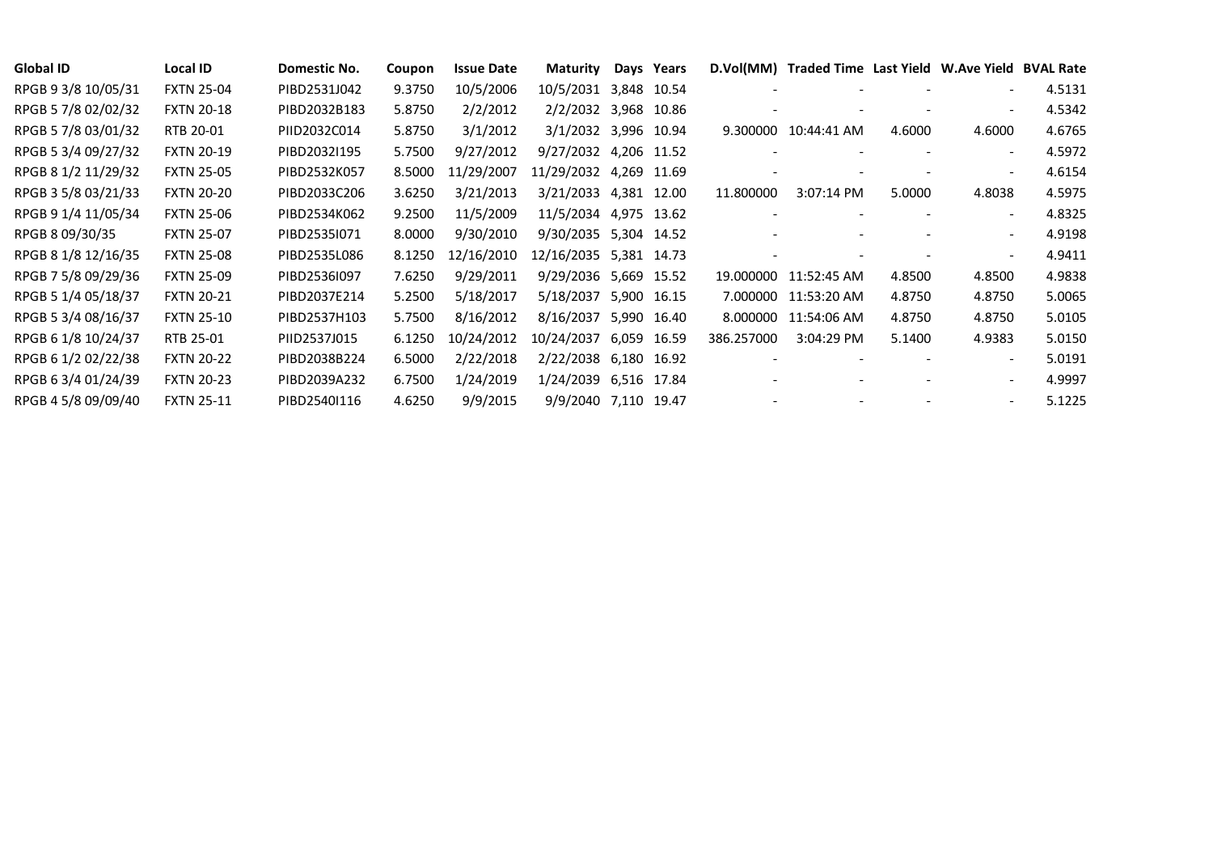| Global ID | Local ID | Domestic No. | Coupon | Issue Date | Maturity | Days | Years | D.Vol(MM) | Traded Time | Last Yield | W.Ave Yield | BVAL Rate |
|---|---|---|---|---|---|---|---|---|---|---|---|---|
| RPGB 9 3/8 10/05/31 | FXTN 25-04 | PIBD2531J042 | 9.3750 | 10/5/2006 | 10/5/2031 | 3,848 | 10.54 | - | - | - | - | 4.5131 |
| RPGB 5 7/8 02/02/32 | FXTN 20-18 | PIBD2032B183 | 5.8750 | 2/2/2012 | 2/2/2032 | 3,968 | 10.86 | - | - | - | - | 4.5342 |
| RPGB 5 7/8 03/01/32 | RTB 20-01 | PIID2032C014 | 5.8750 | 3/1/2012 | 3/1/2032 | 3,996 | 10.94 | 9.300000 | 10:44:41 AM | 4.6000 | 4.6000 | 4.6765 |
| RPGB 5 3/4 09/27/32 | FXTN 20-19 | PIBD2032I195 | 5.7500 | 9/27/2012 | 9/27/2032 | 4,206 | 11.52 | - | - | - | - | 4.5972 |
| RPGB 8 1/2 11/29/32 | FXTN 25-05 | PIBD2532K057 | 8.5000 | 11/29/2007 | 11/29/2032 | 4,269 | 11.69 | - | - | - | - | 4.6154 |
| RPGB 3 5/8 03/21/33 | FXTN 20-20 | PIBD2033C206 | 3.6250 | 3/21/2013 | 3/21/2033 | 4,381 | 12.00 | 11.800000 | 3:07:14 PM | 5.0000 | 4.8038 | 4.5975 |
| RPGB 9 1/4 11/05/34 | FXTN 25-06 | PIBD2534K062 | 9.2500 | 11/5/2009 | 11/5/2034 | 4,975 | 13.62 | - | - | - | - | 4.8325 |
| RPGB 8 09/30/35 | FXTN 25-07 | PIBD2535I071 | 8.0000 | 9/30/2010 | 9/30/2035 | 5,304 | 14.52 | - | - | - | - | 4.9198 |
| RPGB 8 1/8 12/16/35 | FXTN 25-08 | PIBD2535L086 | 8.1250 | 12/16/2010 | 12/16/2035 | 5,381 | 14.73 | - | - | - | - | 4.9411 |
| RPGB 7 5/8 09/29/36 | FXTN 25-09 | PIBD2536I097 | 7.6250 | 9/29/2011 | 9/29/2036 | 5,669 | 15.52 | 19.000000 | 11:52:45 AM | 4.8500 | 4.8500 | 4.9838 |
| RPGB 5 1/4 05/18/37 | FXTN 20-21 | PIBD2037E214 | 5.2500 | 5/18/2017 | 5/18/2037 | 5,900 | 16.15 | 7.000000 | 11:53:20 AM | 4.8750 | 4.8750 | 5.0065 |
| RPGB 5 3/4 08/16/37 | FXTN 25-10 | PIBD2537H103 | 5.7500 | 8/16/2012 | 8/16/2037 | 5,990 | 16.40 | 8.000000 | 11:54:06 AM | 4.8750 | 4.8750 | 5.0105 |
| RPGB 6 1/8 10/24/37 | RTB 25-01 | PIID2537J015 | 6.1250 | 10/24/2012 | 10/24/2037 | 6,059 | 16.59 | 386.257000 | 3:04:29 PM | 5.1400 | 4.9383 | 5.0150 |
| RPGB 6 1/2 02/22/38 | FXTN 20-22 | PIBD2038B224 | 6.5000 | 2/22/2018 | 2/22/2038 | 6,180 | 16.92 | - | - | - | - | 5.0191 |
| RPGB 6 3/4 01/24/39 | FXTN 20-23 | PIBD2039A232 | 6.7500 | 1/24/2019 | 1/24/2039 | 6,516 | 17.84 | - | - | - | - | 4.9997 |
| RPGB 4 5/8 09/09/40 | FXTN 25-11 | PIBD2540I116 | 4.6250 | 9/9/2015 | 9/9/2040 | 7,110 | 19.47 | - | - | - | - | 5.1225 |